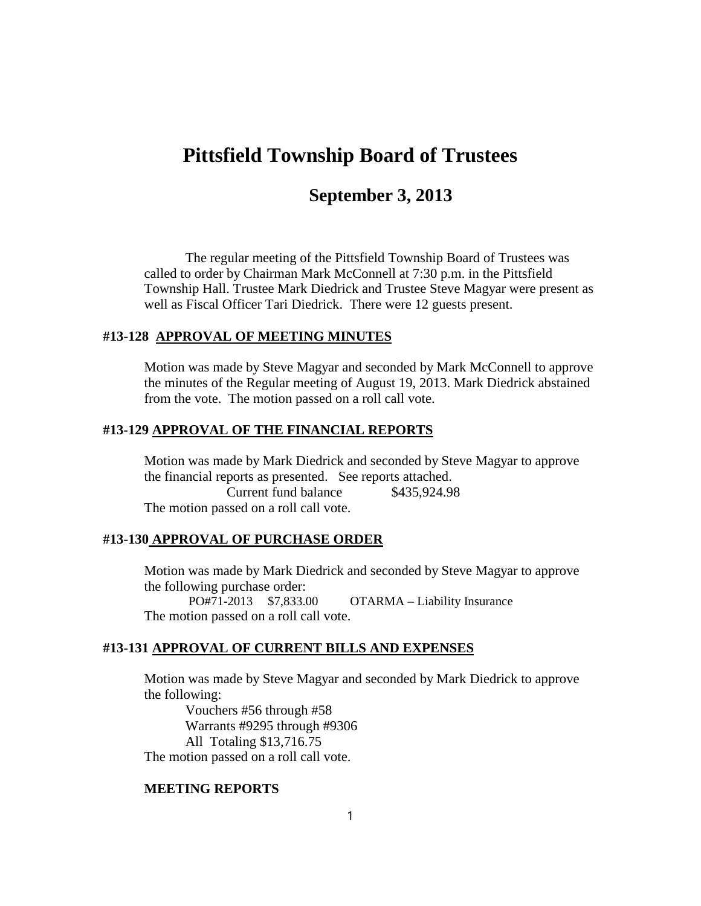# Pittsfield Township Board of Trustees

## September 3, 2013

The regular meeting of the Pittsfield Township Board of Trustees was called to order by Chairman Mark McConnell at 7:30 p.m. in the Pittsfield Township Hall. Trustee Mark Diedrick and Trustee Steve Magyar were present as well as Fiscal Officer Tari Diedrick. There were 12 guests present.

### #13-128 APPROVAL OF MEETING MINUTES

Motion was made by Steve Magyar and seconded by Mark McConnell to approve the minutes of the Regular meeting of August 19, 2013. Mark Diedrick abstained from the vote. The motion passed on a roll call vote.

### #13-129 APPROVAL OF THE FINANCIAL REPORTS

Motion was made by Mark Diedrick and seconded by Steve Magyar to approve the financial reports as presented. See reports attached.

Current fund balance $435,924.98

The motion passed on a roll call vote.

### #13-130 APPROVAL OF PURCHASE ORDER

Motion was made by Mark Diedrick and seconded by Steve Magyar to approve the following purchase order:

PO#71-2013 $7,833.00 OTARMA – Liability Insurance

The motion passed on a roll call vote.

### #13-131 APPROVAL OF CURRENT BILLS AND EXPENSES

Motion was made by Steve Magyar and seconded by Mark Diedrick to approve the following:

Vouchers #56 through #58
Warrants #9295 through #9306
All Totaling $13,716.75

The motion passed on a roll call vote.

**MEETING REPORTS**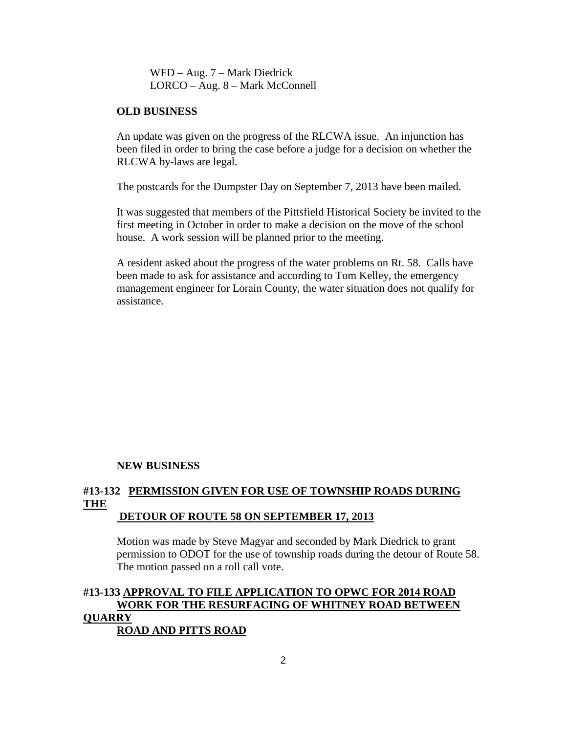WFD – Aug. 7 – Mark Diedrick
LORCO – Aug. 8 – Mark McConnell

**OLD BUSINESS**

An update was given on the progress of the RLCWA issue. An injunction has been filed in order to bring the case before a judge for a decision on whether the RLCWA by-laws are legal.

The postcards for the Dumpster Day on September 7, 2013 have been mailed.

It was suggested that members of the Pittsfield Historical Society be invited to the first meeting in October in order to make a decision on the move of the school house. A work session will be planned prior to the meeting.

A resident asked about the progress of the water problems on Rt. 58. Calls have been made to ask for assistance and according to Tom Kelley, the emergency management engineer for Lorain County, the water situation does not qualify for assistance.

**NEW BUSINESS**

**#13-132 PERMISSION GIVEN FOR USE OF TOWNSHIP ROADS DURING THE DETOUR OF ROUTE 58 ON SEPTEMBER 17, 2013**

Motion was made by Steve Magyar and seconded by Mark Diedrick to grant permission to ODOT for the use of township roads during the detour of Route 58. The motion passed on a roll call vote.

**#13-133 APPROVAL TO FILE APPLICATION TO OPWC FOR 2014 ROAD WORK FOR THE RESURFACING OF WHITNEY ROAD BETWEEN QUARRY ROAD AND PITTS ROAD**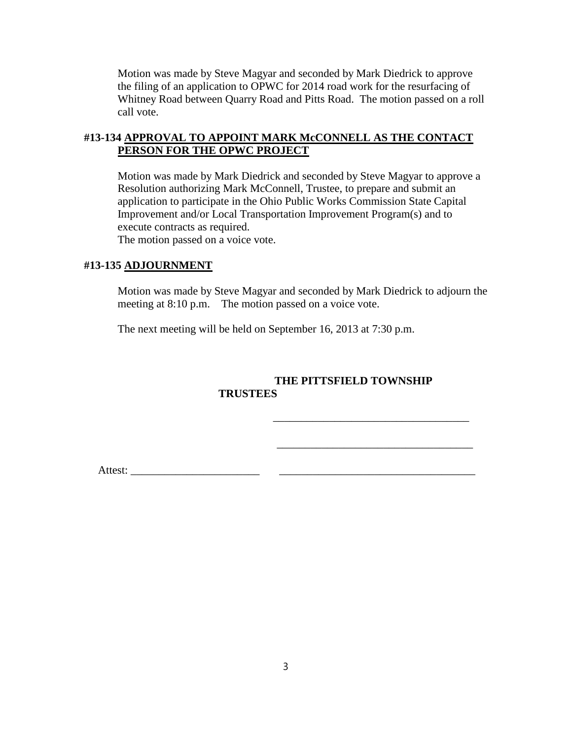Motion was made by Steve Magyar and seconded by Mark Diedrick to approve the filing of an application to OPWC for 2014 road work for the resurfacing of Whitney Road between Quarry Road and Pitts Road. The motion passed on a roll call vote.

**#13-134 <u>APPROVAL TO APPOINT MARK McCONNELL AS THE CONTACT PERSON FOR THE OPWC PROJECT</u>**

Motion was made by Mark Diedrick and seconded by Steve Magyar to approve a Resolution authorizing Mark McConnell, Trustee, to prepare and submit an application to participate in the Ohio Public Works Commission State Capital Improvement and/or Local Transportation Improvement Program(s) and to execute contracts as required.
The motion passed on a voice vote.

**#13-135 <u>ADJOURNMENT</u>**

Motion was made by Steve Magyar and seconded by Mark Diedrick to adjourn the meeting at 8:10 p.m. The motion passed on a voice vote.

The next meeting will be held on September 16, 2013 at 7:30 p.m.

**THE PITTSFIELD TOWNSHIP TRUSTEES**

___________________________________

___________________________________

Attest: _______________________ ___________________________________